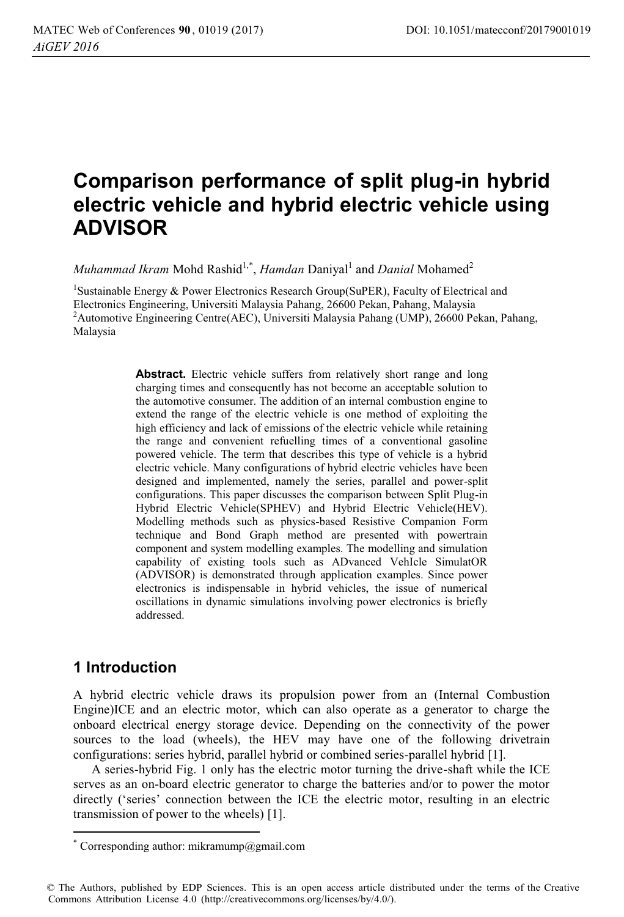# Comparison performance of split plug-in hybrid electric vehicle and hybrid electric vehicle using ADVISOR

*Muhammad Ikram* Mohd Rashid[1,*], *Hamdan* Daniyal[1] and *Danial* Mohamed[2]

[1]Sustainable Energy & Power Electronics Research Group(SuPER), Faculty of Electrical and Electronics Engineering, Universiti Malaysia Pahang, 26600 Pekan, Pahang, Malaysia
[2]Automotive Engineering Centre(AEC), Universiti Malaysia Pahang (UMP), 26600 Pekan, Pahang, Malaysia

**Abstract.** Electric vehicle suffers from relatively short range and long charging times and consequently has not become an acceptable solution to the automotive consumer. The addition of an internal combustion engine to extend the range of the electric vehicle is one method of exploiting the high efficiency and lack of emissions of the electric vehicle while retaining the range and convenient refuelling times of a conventional gasoline powered vehicle. The term that describes this type of vehicle is a hybrid electric vehicle. Many configurations of hybrid electric vehicles have been designed and implemented, namely the series, parallel and power-split configurations. This paper discusses the comparison between Split Plug-in Hybrid Electric Vehicle(SPHEV) and Hybrid Electric Vehicle(HEV). Modelling methods such as physics-based Resistive Companion Form technique and Bond Graph method are presented with powertrain component and system modelling examples. The modelling and simulation capability of existing tools such as ADvanced VehIcle SimulatOR (ADVISOR) is demonstrated through application examples. Since power electronics is indispensable in hybrid vehicles, the issue of numerical oscillations in dynamic simulations involving power electronics is briefly addressed.

## 1 Introduction

A hybrid electric vehicle draws its propulsion power from an (Internal Combustion Engine)ICE and an electric motor, which can also operate as a generator to charge the onboard electrical energy storage device. Depending on the connectivity of the power sources to the load (wheels), the HEV may have one of the following drivetrain configurations: series hybrid, parallel hybrid or combined series-parallel hybrid [1].

A series-hybrid Fig. 1 only has the electric motor turning the drive-shaft while the ICE serves as an on-board electric generator to charge the batteries and/or to power the motor directly ('series' connection between the ICE the electric motor, resulting in an electric transmission of power to the wheels) [1].

* Corresponding author: mikramump@gmail.com

© The Authors, published by EDP Sciences. This is an open access article distributed under the terms of the Creative Commons Attribution License 4.0 (http://creativecommons.org/licenses/by/4.0/).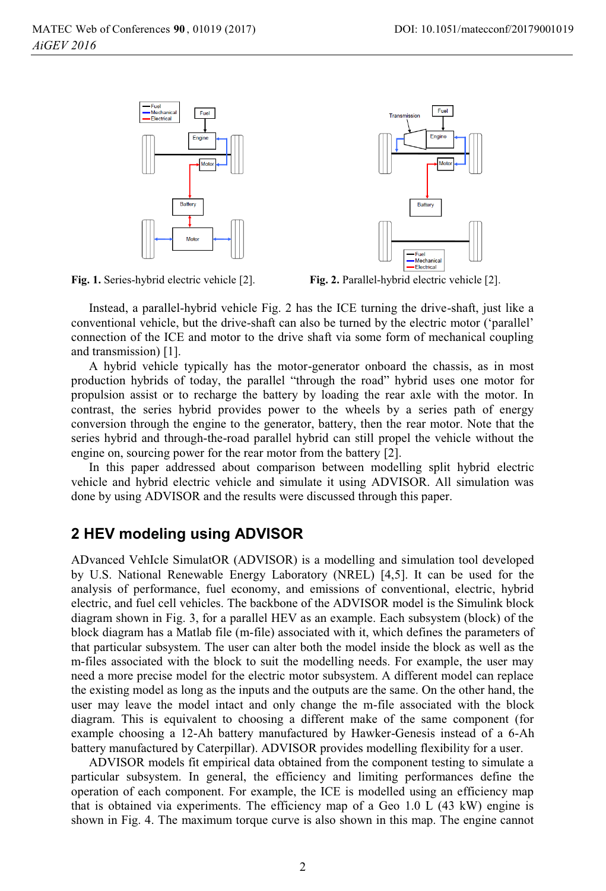Fig. 1. Series-hybrid electric vehicle [2].

Fig. 2. Parallel-hybrid electric vehicle [2].

Instead, a parallel-hybrid vehicle Fig. 2 has the ICE turning the drive-shaft, just like a conventional vehicle, but the drive-shaft can also be turned by the electric motor ('parallel' connection of the ICE and motor to the drive shaft via some form of mechanical coupling and transmission) [1].

A hybrid vehicle typically has the motor-generator onboard the chassis, as in most production hybrids of today, the parallel "through the road" hybrid uses one motor for propulsion assist or to recharge the battery by loading the rear axle with the motor. In contrast, the series hybrid provides power to the wheels by a series path of energy conversion through the engine to the generator, battery, then the rear motor. Note that the series hybrid and through-the-road parallel hybrid can still propel the vehicle without the engine on, sourcing power for the rear motor from the battery [2].

In this paper addressed about comparison between modelling split hybrid electric vehicle and hybrid electric vehicle and simulate it using ADVISOR. All simulation was done by using ADVISOR and the results were discussed through this paper.

## 2 HEV modeling using ADVISOR

ADvanced VehIcle SimulatOR (ADVISOR) is a modelling and simulation tool developed by U.S. National Renewable Energy Laboratory (NREL) [4,5]. It can be used for the analysis of performance, fuel economy, and emissions of conventional, electric, hybrid electric, and fuel cell vehicles. The backbone of the ADVISOR model is the Simulink block diagram shown in Fig. 3, for a parallel HEV as an example. Each subsystem (block) of the block diagram has a Matlab file (m-file) associated with it, which defines the parameters of that particular subsystem. The user can alter both the model inside the block as well as the m-files associated with the block to suit the modelling needs. For example, the user may need a more precise model for the electric motor subsystem. A different model can replace the existing model as long as the inputs and the outputs are the same. On the other hand, the user may leave the model intact and only change the m-file associated with the block diagram. This is equivalent to choosing a different make of the same component (for example choosing a 12-Ah battery manufactured by Hawker-Genesis instead of a 6-Ah battery manufactured by Caterpillar). ADVISOR provides modelling flexibility for a user.

ADVISOR models fit empirical data obtained from the component testing to simulate a particular subsystem. In general, the efficiency and limiting performances define the operation of each component. For example, the ICE is modelled using an efficiency map that is obtained via experiments. The efficiency map of a Geo 1.0 L (43 kW) engine is shown in Fig. 4. The maximum torque curve is also shown in this map. The engine cannot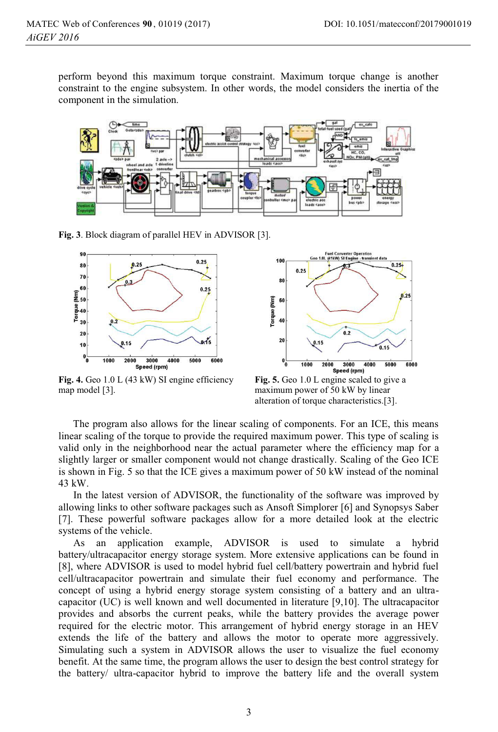perform beyond this maximum torque constraint. Maximum torque change is another constraint to the engine subsystem. In other words, the model considers the inertia of the component in the simulation.

**Fig. 3**. Block diagram of parallel HEV in ADVISOR [3].

**Fig. 4.** Geo 1.0 L (43 kW) SI engine efficiency map model [3].

**Fig. 5.** Geo 1.0 L engine scaled to give a maximum power of 50 kW by linear alteration of torque characteristics.[3].

The program also allows for the linear scaling of components. For an ICE, this means linear scaling of the torque to provide the required maximum power. This type of scaling is valid only in the neighborhood near the actual parameter where the efficiency map for a slightly larger or smaller component would not change drastically. Scaling of the Geo ICE is shown in Fig. 5 so that the ICE gives a maximum power of 50 kW instead of the nominal 43 kW.

In the latest version of ADVISOR, the functionality of the software was improved by allowing links to other software packages such as Ansoft Simplorer [6] and Synopsys Saber [7]. These powerful software packages allow for a more detailed look at the electric systems of the vehicle.

As an application example, ADVISOR is used to simulate a hybrid battery/ultracapacitor energy storage system. More extensive applications can be found in [8], where ADVISOR is used to model hybrid fuel cell/battery powertrain and hybrid fuel cell/ultracapacitor powertrain and simulate their fuel economy and performance. The concept of using a hybrid energy storage system consisting of a battery and an ultra-capacitor (UC) is well known and well documented in literature [9,10]. The ultracapacitor provides and absorbs the current peaks, while the battery provides the average power required for the electric motor. This arrangement of hybrid energy storage in an HEV extends the life of the battery and allows the motor to operate more aggressively. Simulating such a system in ADVISOR allows the user to visualize the fuel economy benefit. At the same time, the program allows the user to design the best control strategy for the battery/ ultra-capacitor hybrid to improve the battery life and the overall system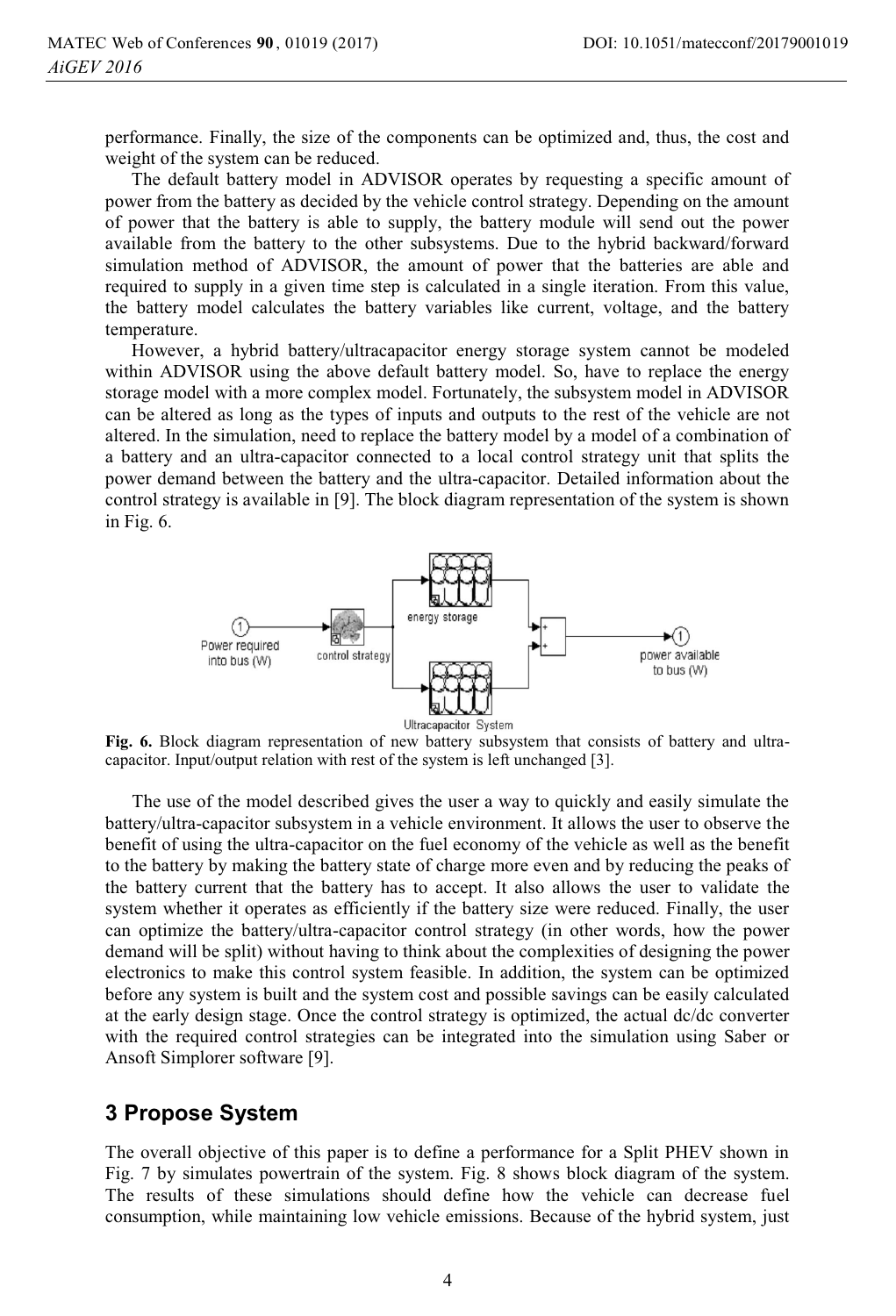performance. Finally, the size of the components can be optimized and, thus, the cost and weight of the system can be reduced.

The default battery model in ADVISOR operates by requesting a specific amount of power from the battery as decided by the vehicle control strategy. Depending on the amount of power that the battery is able to supply, the battery module will send out the power available from the battery to the other subsystems. Due to the hybrid backward/forward simulation method of ADVISOR, the amount of power that the batteries are able and required to supply in a given time step is calculated in a single iteration. From this value, the battery model calculates the battery variables like current, voltage, and the battery temperature.

However, a hybrid battery/ultracapacitor energy storage system cannot be modeled within ADVISOR using the above default battery model. So, have to replace the energy storage model with a more complex model. Fortunately, the subsystem model in ADVISOR can be altered as long as the types of inputs and outputs to the rest of the vehicle are not altered. In the simulation, need to replace the battery model by a model of a combination of a battery and an ultra-capacitor connected to a local control strategy unit that splits the power demand between the battery and the ultra-capacitor. Detailed information about the control strategy is available in [9]. The block diagram representation of the system is shown in Fig. 6.

1
Power required into bus (W)
control strategy
energy storage
Ultracapacitor System
1
power available to bus (W)

**Fig. 6.** Block diagram representation of new battery subsystem that consists of battery and ultra-capacitor. Input/output relation with rest of the system is left unchanged [3].

The use of the model described gives the user a way to quickly and easily simulate the battery/ultra-capacitor subsystem in a vehicle environment. It allows the user to observe the benefit of using the ultra-capacitor on the fuel economy of the vehicle as well as the benefit to the battery by making the battery state of charge more even and by reducing the peaks of the battery current that the battery has to accept. It also allows the user to validate the system whether it operates as efficiently if the battery size were reduced. Finally, the user can optimize the battery/ultra-capacitor control strategy (in other words, how the power demand will be split) without having to think about the complexities of designing the power electronics to make this control system feasible. In addition, the system can be optimized before any system is built and the system cost and possible savings can be easily calculated at the early design stage. Once the control strategy is optimized, the actual dc/dc converter with the required control strategies can be integrated into the simulation using Saber or Ansoft Simplorer software [9].

## 3 Propose System

The overall objective of this paper is to define a performance for a Split PHEV shown in Fig. 7 by simulates powertrain of the system. Fig. 8 shows block diagram of the system. The results of these simulations should define how the vehicle can decrease fuel consumption, while maintaining low vehicle emissions. Because of the hybrid system, just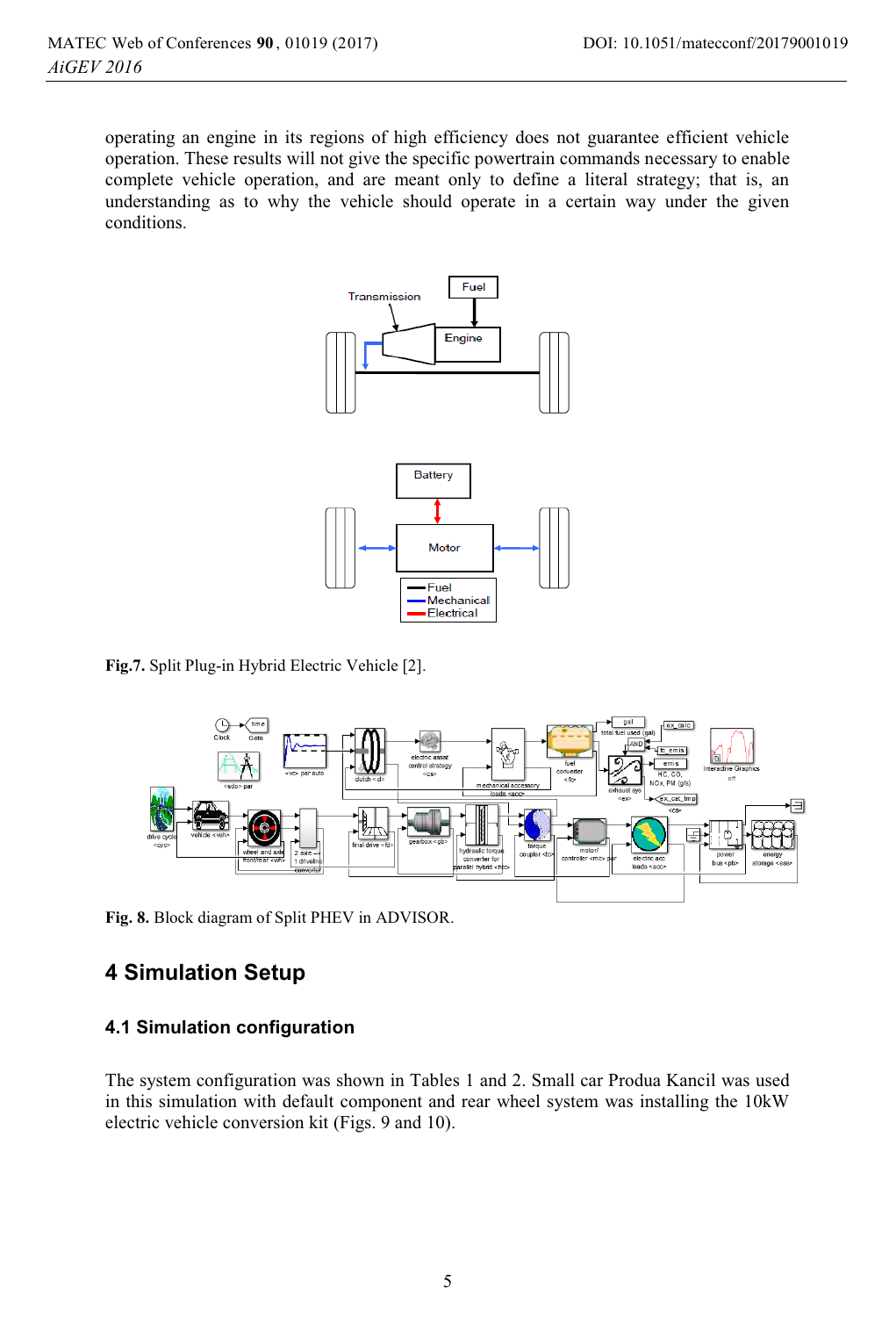operating an engine in its regions of high efficiency does not guarantee efficient vehicle operation. These results will not give the specific powertrain commands necessary to enable complete vehicle operation, and are meant only to define a literal strategy; that is, an understanding as to why the vehicle should operate in a certain way under the given conditions.

**Fig.7.** Split Plug-in Hybrid Electric Vehicle [2].

**Fig. 8.** Block diagram of Split PHEV in ADVISOR.

## 4 Simulation Setup

### 4.1 Simulation configuration

The system configuration was shown in Tables 1 and 2. Small car Produa Kancil was used in this simulation with default component and rear wheel system was installing the 10kW electric vehicle conversion kit (Figs. 9 and 10).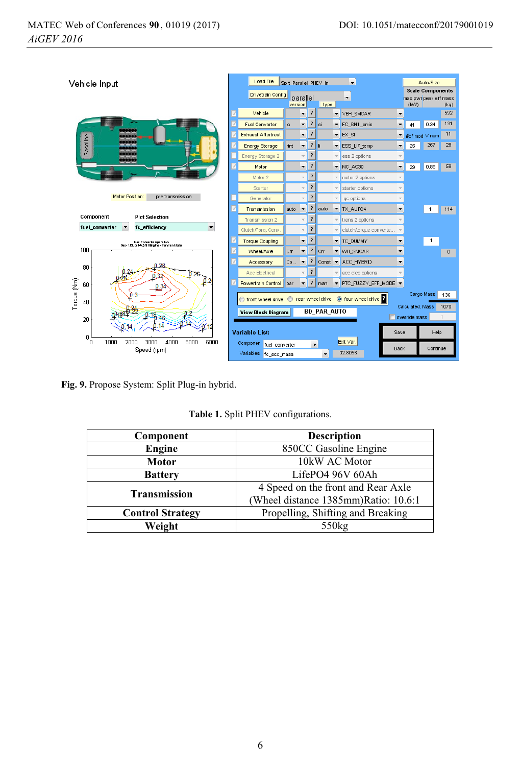**Fig. 9.** Propose System: Split Plug-in hybrid.

**Table 1.** Split PHEV configurations.

| Component | Description |
|---|---|
| **Engine** | 850CC Gasoline Engine |
| **Motor** | 10kW AC Motor |
| **Battery** | LifePO4 96V 60Ah |
| **Transmission** | 4 Speed on the front and Rear Axle (Wheel distance 1385mm)Ratio: 10.6:1 |
| **Control Strategy** | Propelling, Shifting and Breaking |
| **Weight** | 550kg |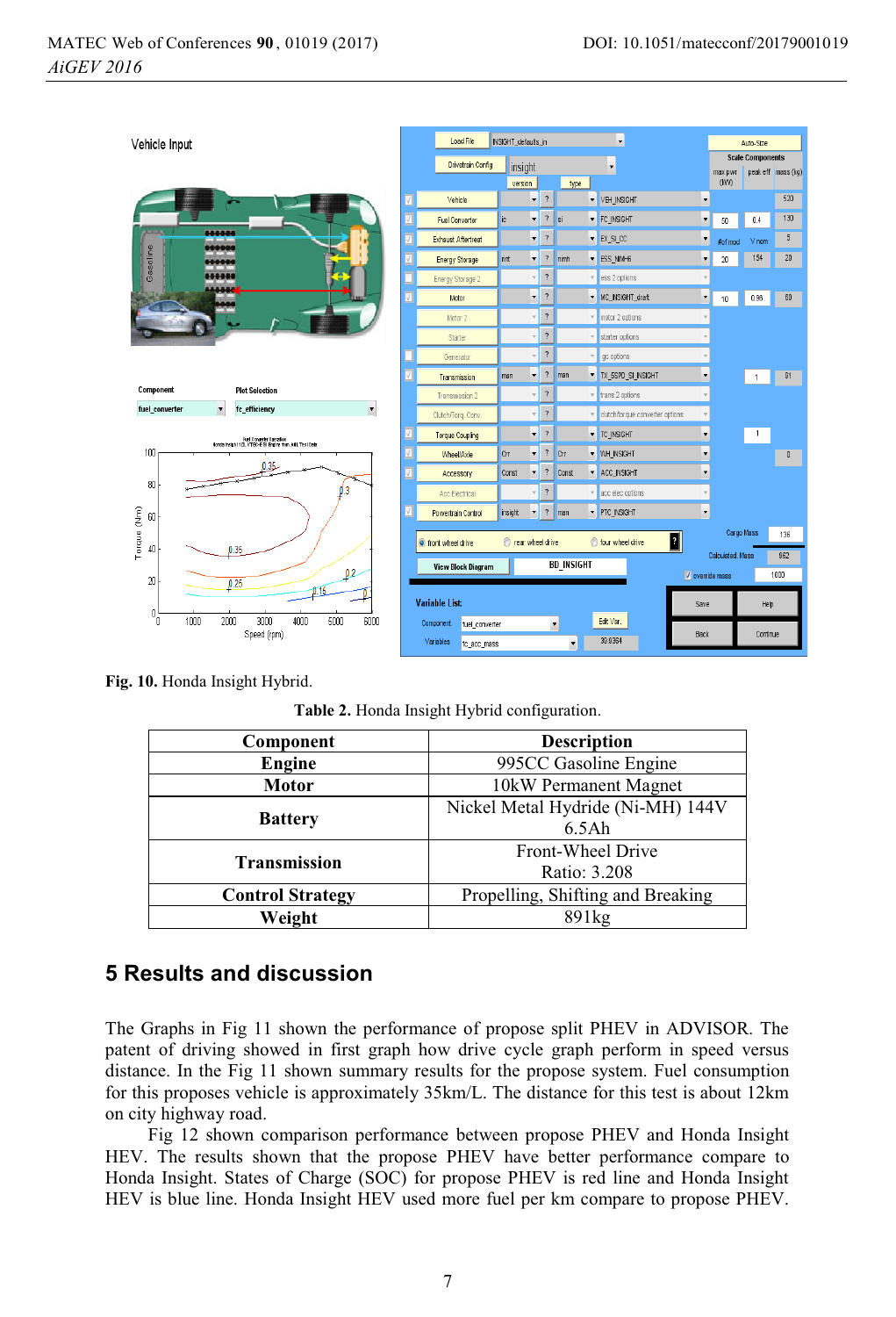Fig. 10. Honda Insight Hybrid.

Table 2. Honda Insight Hybrid configuration.

| Component | Description |
|---|---|
| **Engine** | 995CC Gasoline Engine |
| **Motor** | 10kW Permanent Magnet |
| **Battery** | Nickel Metal Hydride (Ni-MH) 144V 6.5Ah |
| **Transmission** | Front-Wheel Drive Ratio: 3.208 |
| **Control Strategy** | Propelling, Shifting and Breaking |
| **Weight** | 891kg |

## 5 Results and discussion

The Graphs in Fig 11 shown the performance of propose split PHEV in ADVISOR. The patent of driving showed in first graph how drive cycle graph perform in speed versus distance. In the Fig 11 shown summary results for the propose system. Fuel consumption for this proposes vehicle is approximately 35km/L. The distance for this test is about 12km on city highway road.

Fig 12 shown comparison performance between propose PHEV and Honda Insight HEV. The results shown that the propose PHEV have better performance compare to Honda Insight. States of Charge (SOC) for propose PHEV is red line and Honda Insight HEV is blue line. Honda Insight HEV used more fuel per km compare to propose PHEV.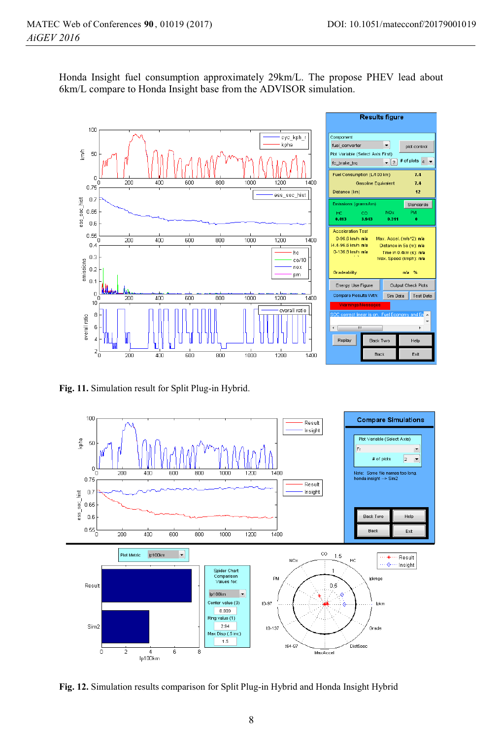Honda Insight fuel consumption approximately 29km/L. The propose PHEV lead about 6km/L compare to Honda Insight base from the ADVISOR simulation.

**Fig. 11.** Simulation result for Split Plug-in Hybrid.

**Fig. 12.** Simulation results comparison for Split Plug-in Hybrid and Honda Insight Hybrid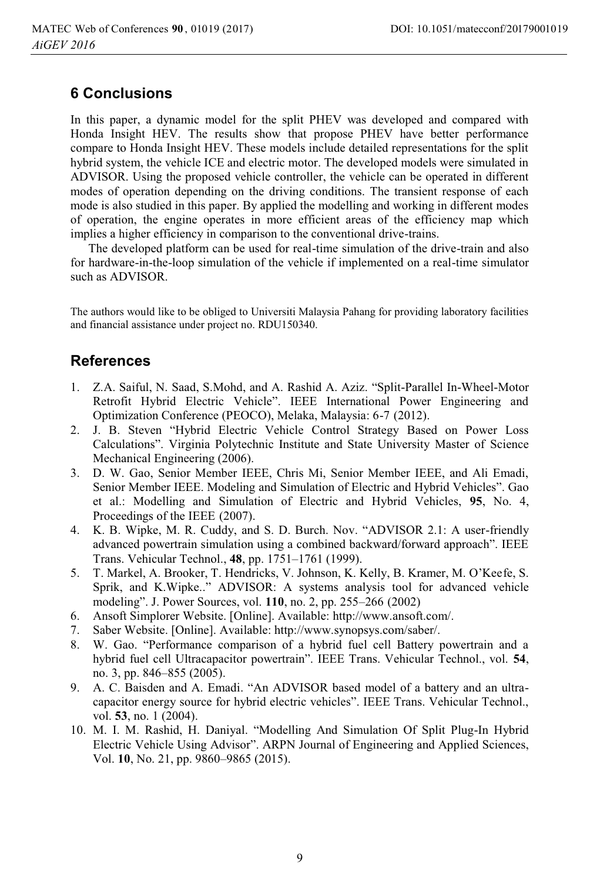## 6 Conclusions

In this paper, a dynamic model for the split PHEV was developed and compared with Honda Insight HEV. The results show that propose PHEV have better performance compare to Honda Insight HEV. These models include detailed representations for the split hybrid system, the vehicle ICE and electric motor. The developed models were simulated in ADVISOR. Using the proposed vehicle controller, the vehicle can be operated in different modes of operation depending on the driving conditions. The transient response of each mode is also studied in this paper. By applied the modelling and working in different modes of operation, the engine operates in more efficient areas of the efficiency map which implies a higher efficiency in comparison to the conventional drive-trains.

The developed platform can be used for real-time simulation of the drive-train and also for hardware-in-the-loop simulation of the vehicle if implemented on a real-time simulator such as ADVISOR.

The authors would like to be obliged to Universiti Malaysia Pahang for providing laboratory facilities and financial assistance under project no. RDU150340.

## References

1. Z.A. Saiful, N. Saad, S.Mohd, and A. Rashid A. Aziz. "Split-Parallel In-Wheel-Motor Retrofit Hybrid Electric Vehicle". IEEE International Power Engineering and Optimization Conference (PEOCO), Melaka, Malaysia: 6-7 (2012).
2. J. B. Steven "Hybrid Electric Vehicle Control Strategy Based on Power Loss Calculations". Virginia Polytechnic Institute and State University Master of Science Mechanical Engineering (2006).
3. D. W. Gao, Senior Member IEEE, Chris Mi, Senior Member IEEE, and Ali Emadi, Senior Member IEEE. Modeling and Simulation of Electric and Hybrid Vehicles". Gao et al.: Modelling and Simulation of Electric and Hybrid Vehicles, **95**, No. 4, Proceedings of the IEEE (2007).
4. K. B. Wipke, M. R. Cuddy, and S. D. Burch. Nov. "ADVISOR 2.1: A user-friendly advanced powertrain simulation using a combined backward/forward approach". IEEE Trans. Vehicular Technol., **48**, pp. 1751–1761 (1999).
5. T. Markel, A. Brooker, T. Hendricks, V. Johnson, K. Kelly, B. Kramer, M. O'Keefe, S. Sprik, and K.Wipke.." ADVISOR: A systems analysis tool for advanced vehicle modeling". J. Power Sources, vol. **110**, no. 2, pp. 255–266 (2002)
6. Ansoft Simplorer Website. [Online]. Available: http://www.ansoft.com/.
7. Saber Website. [Online]. Available: http://www.synopsys.com/saber/.
8. W. Gao. "Performance comparison of a hybrid fuel cell Battery powertrain and a hybrid fuel cell Ultracapacitor powertrain". IEEE Trans. Vehicular Technol., vol. **54**, no. 3, pp. 846–855 (2005).
9. A. C. Baisden and A. Emadi. "An ADVISOR based model of a battery and an ultra-capacitor energy source for hybrid electric vehicles". IEEE Trans. Vehicular Technol., vol. **53**, no. 1 (2004).
10. M. I. M. Rashid, H. Daniyal. "Modelling And Simulation Of Split Plug-In Hybrid Electric Vehicle Using Advisor". ARPN Journal of Engineering and Applied Sciences, Vol. **10**, No. 21, pp. 9860–9865 (2015).